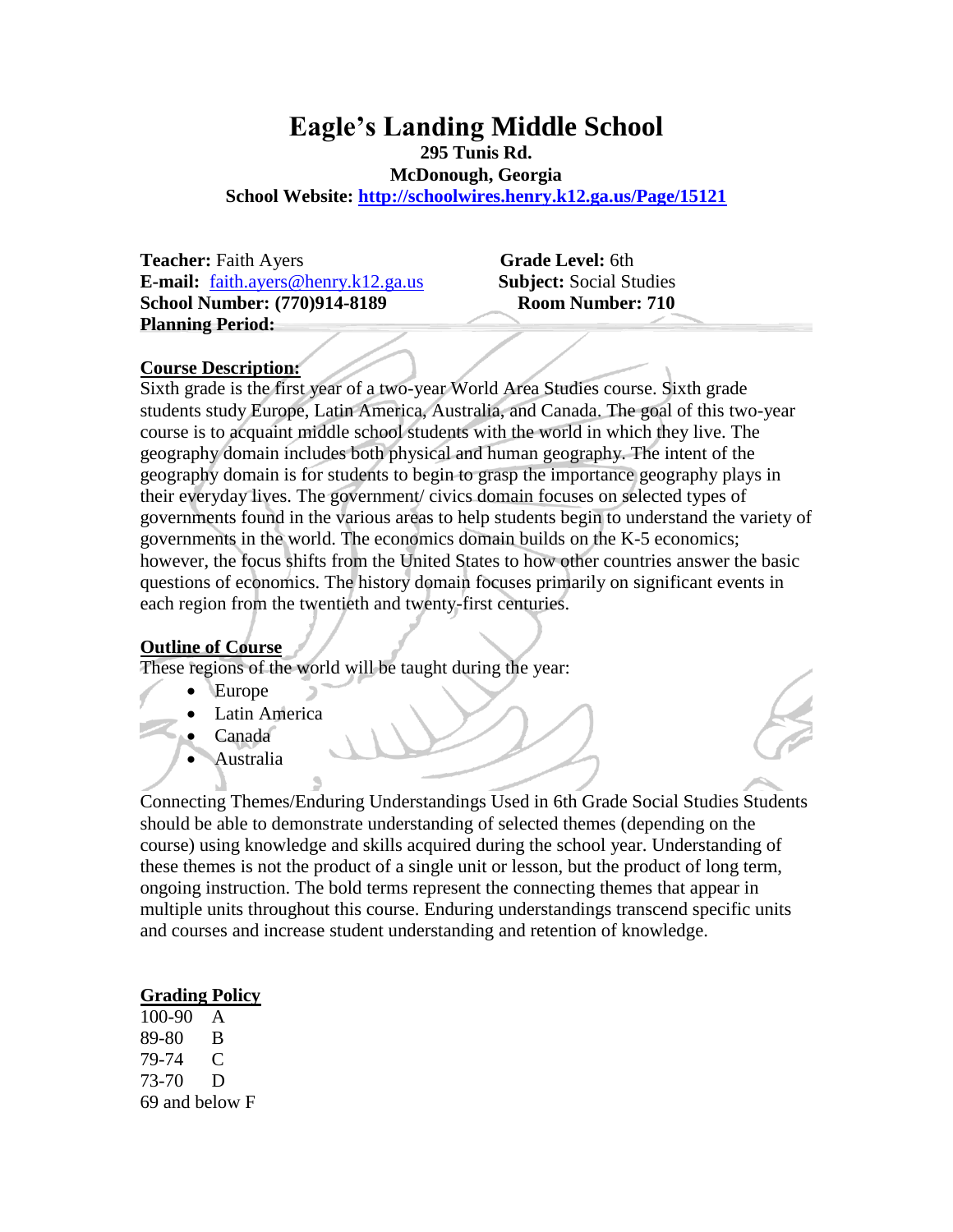# Eagle's Landing Middle School

**295 Tunis Rd.**
**McDonough, Georgia**
**School Website: http://schoolwires.henry.k12.ga.us/Page/15121**

**Teacher:** Faith Ayers
**E-mail:** faith.ayers@henry.k12.ga.us
**School Number: (770)914-8189**
**Planning Period:**

**Grade Level:** 6th
**Subject:** Social Studies
**Room Number: 710**

## Course Description:

Sixth grade is the first year of a two-year World Area Studies course. Sixth grade students study Europe, Latin America, Australia, and Canada. The goal of this two-year course is to acquaint middle school students with the world in which they live. The geography domain includes both physical and human geography. The intent of the geography domain is for students to begin to grasp the importance geography plays in their everyday lives. The government/ civics domain focuses on selected types of governments found in the various areas to help students begin to understand the variety of governments in the world. The economics domain builds on the K-5 economics; however, the focus shifts from the United States to how other countries answer the basic questions of economics. The history domain focuses primarily on significant events in each region from the twentieth and twenty-first centuries.

## Outline of Course

These regions of the world will be taught during the year:

- Europe
- Latin America
- Canada
- Australia

Connecting Themes/Enduring Understandings Used in 6th Grade Social Studies Students should be able to demonstrate understanding of selected themes (depending on the course) using knowledge and skills acquired during the school year. Understanding of these themes is not the product of a single unit or lesson, but the product of long term, ongoing instruction. The bold terms represent the connecting themes that appear in multiple units throughout this course. Enduring understandings transcend specific units and courses and increase student understanding and retention of knowledge.

## Grading Policy

100-90 A
89-80 B
79-74 C
73-70 D
69 and below F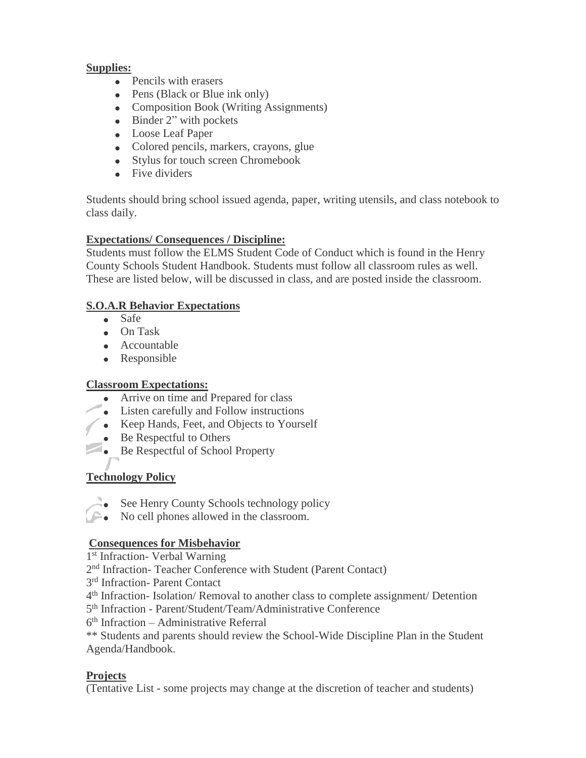**Supplies:**

- Pencils with erasers
- Pens (Black or Blue ink only)
- Composition Book (Writing Assignments)
- Binder 2" with pockets
- Loose Leaf Paper
- Colored pencils, markers, crayons, glue
- Stylus for touch screen Chromebook
- Five dividers

Students should bring school issued agenda, paper, writing utensils, and class notebook to class daily.

**Expectations/ Consequences / Discipline:**

Students must follow the ELMS Student Code of Conduct which is found in the Henry County Schools Student Handbook. Students must follow all classroom rules as well. These are listed below, will be discussed in class, and are posted inside the classroom.

**S.O.A.R Behavior Expectations**

- Safe
- On Task
- Accountable
- Responsible

**Classroom Expectations:**

- Arrive on time and Prepared for class
- Listen carefully and Follow instructions
- Keep Hands, Feet, and Objects to Yourself
- Be Respectful to Others
- Be Respectful of School Property

**Technology Policy**

- See Henry County Schools technology policy
- No cell phones allowed in the classroom.

**Consequences for Misbehavior**

1st Infraction- Verbal Warning
2nd Infraction- Teacher Conference with Student (Parent Contact)
3rd Infraction- Parent Contact
4th Infraction- Isolation/ Removal to another class to complete assignment/ Detention
5th Infraction - Parent/Student/Team/Administrative Conference
6th Infraction – Administrative Referral
** Students and parents should review the School-Wide Discipline Plan in the Student Agenda/Handbook.

**Projects**

(Tentative List - some projects may change at the discretion of teacher and students)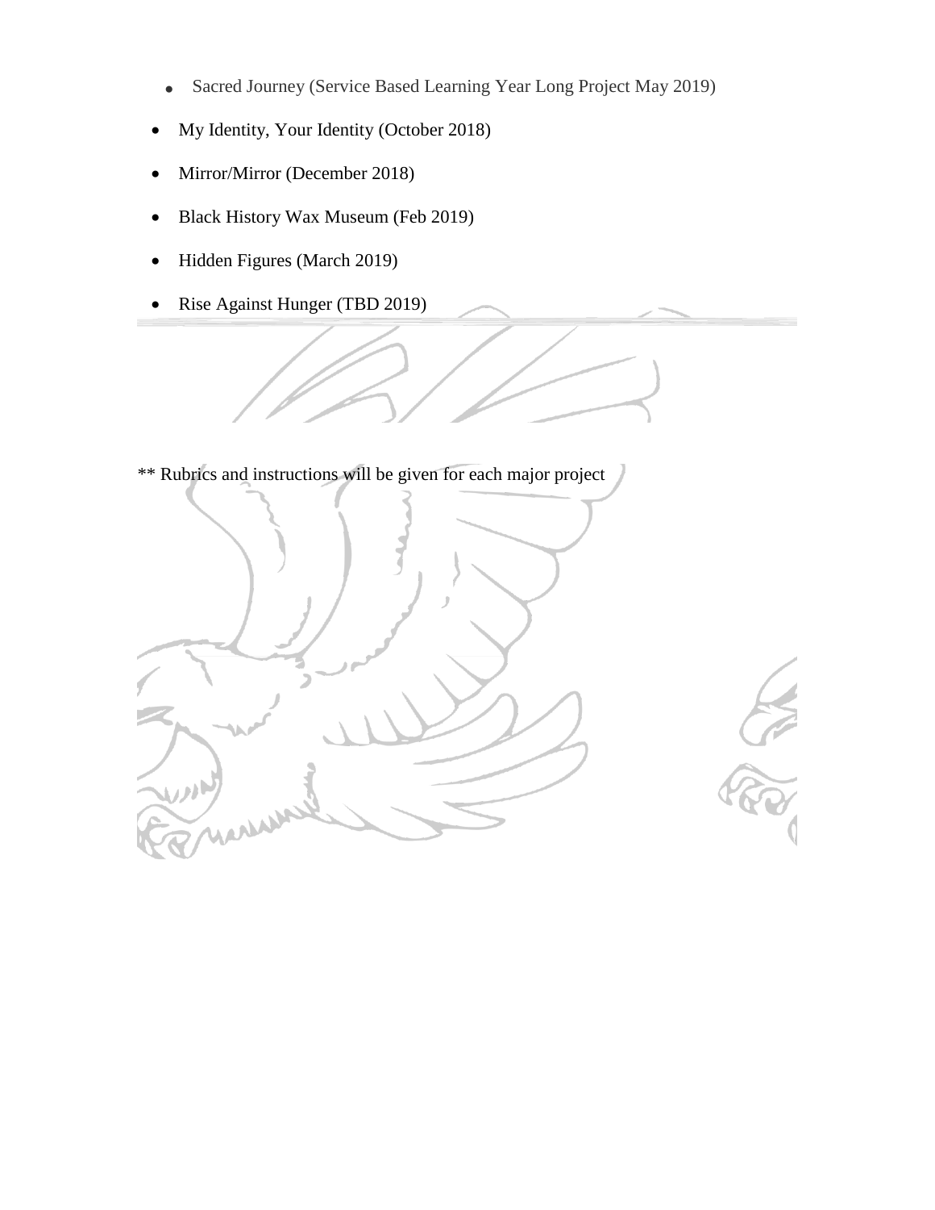- Sacred Journey (Service Based Learning Year Long Project May 2019)
- My Identity, Your Identity (October 2018)
- Mirror/Mirror (December 2018)
- Black History Wax Museum (Feb 2019)
- Hidden Figures (March 2019)
- Rise Against Hunger (TBD 2019)

** Rubrics and instructions will be given for each major project